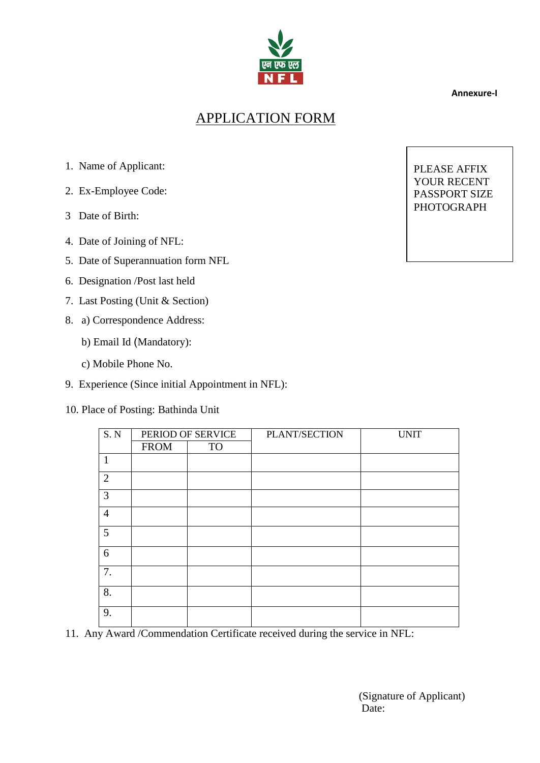Annexure-I

# APPLICATION FORM

PLEASE AFFIX YOUR RECENT PASSPORT SIZE PHOTOGRAPH

1. Name of Applicant:
2. Ex-Employee Code:
3 Date of Birth:
4. Date of Joining of NFL:
5. Date of Superannuation form NFL
6. Designation /Post last held
7. Last Posting (Unit & Section)
8. a) Correspondence Address:

   b) Email Id (Mandatory):

   c) Mobile Phone No.
9. Experience (Since initial Appointment in NFL):
10. Place of Posting: Bathinda Unit

| S. N | PERIOD OF SERVICE | | PLANT/SECTION | UNIT |
|---|---|---|---|---|
| | FROM | TO | | |
| 1 | | | | |
| 2 | | | | |
| 3 | | | | |
| 4 | | | | |
| 5 | | | | |
| 6 | | | | |
| 7. | | | | |
| 8. | | | | |
| 9. | | | | |

11. Any Award /Commendation Certificate received during the service in NFL:

(Signature of Applicant)
Date: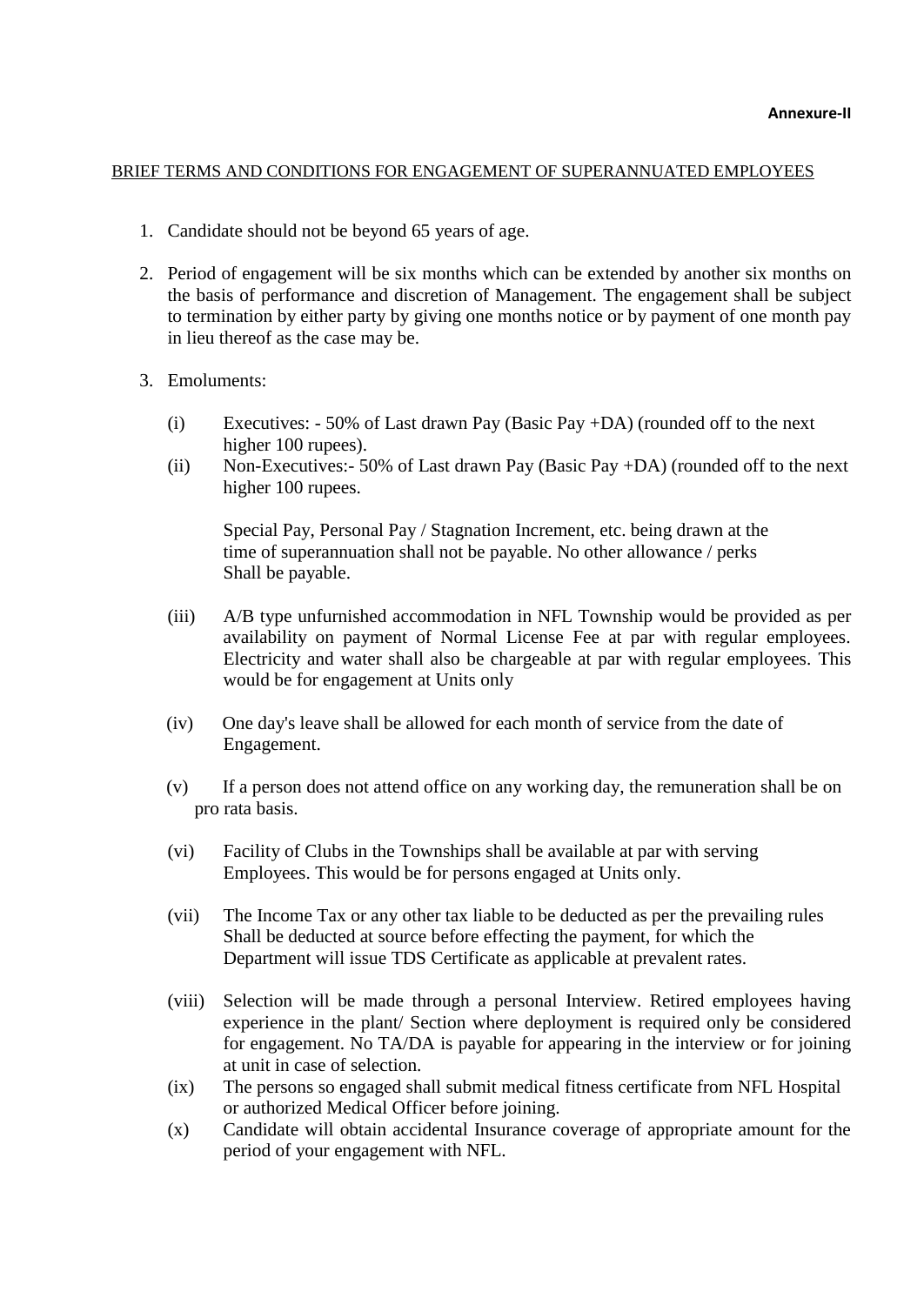**Annexure-II**

BRIEF TERMS AND CONDITIONS FOR ENGAGEMENT OF SUPERANNUATED EMPLOYEES

1. Candidate should not be beyond 65 years of age.

2. Period of engagement will be six months which can be extended by another six months on the basis of performance and discretion of Management. The engagement shall be subject to termination by either party by giving one months notice or by payment of one month pay in lieu thereof as the case may be.

3. Emoluments:

   (i) Executives: - 50% of Last drawn Pay (Basic Pay +DA) (rounded off to the next higher 100 rupees).

   (ii) Non-Executives:- 50% of Last drawn Pay (Basic Pay +DA) (rounded off to the next higher 100 rupees.

   Special Pay, Personal Pay / Stagnation Increment, etc. being drawn at the time of superannuation shall not be payable. No other allowance / perks Shall be payable.

   (iii) A/B type unfurnished accommodation in NFL Township would be provided as per availability on payment of Normal License Fee at par with regular employees. Electricity and water shall also be chargeable at par with regular employees. This would be for engagement at Units only

   (iv) One day's leave shall be allowed for each month of service from the date of Engagement.

   (v) If a person does not attend office on any working day, the remuneration shall be on pro rata basis.

   (vi) Facility of Clubs in the Townships shall be available at par with serving Employees. This would be for persons engaged at Units only.

   (vii) The Income Tax or any other tax liable to be deducted as per the prevailing rules Shall be deducted at source before effecting the payment, for which the Department will issue TDS Certificate as applicable at prevalent rates.

   (viii) Selection will be made through a personal Interview. Retired employees having experience in the plant/ Section where deployment is required only be considered for engagement. No TA/DA is payable for appearing in the interview or for joining at unit in case of selection.

   (ix) The persons so engaged shall submit medical fitness certificate from NFL Hospital or authorized Medical Officer before joining.

   (x) Candidate will obtain accidental Insurance coverage of appropriate amount for the period of your engagement with NFL.